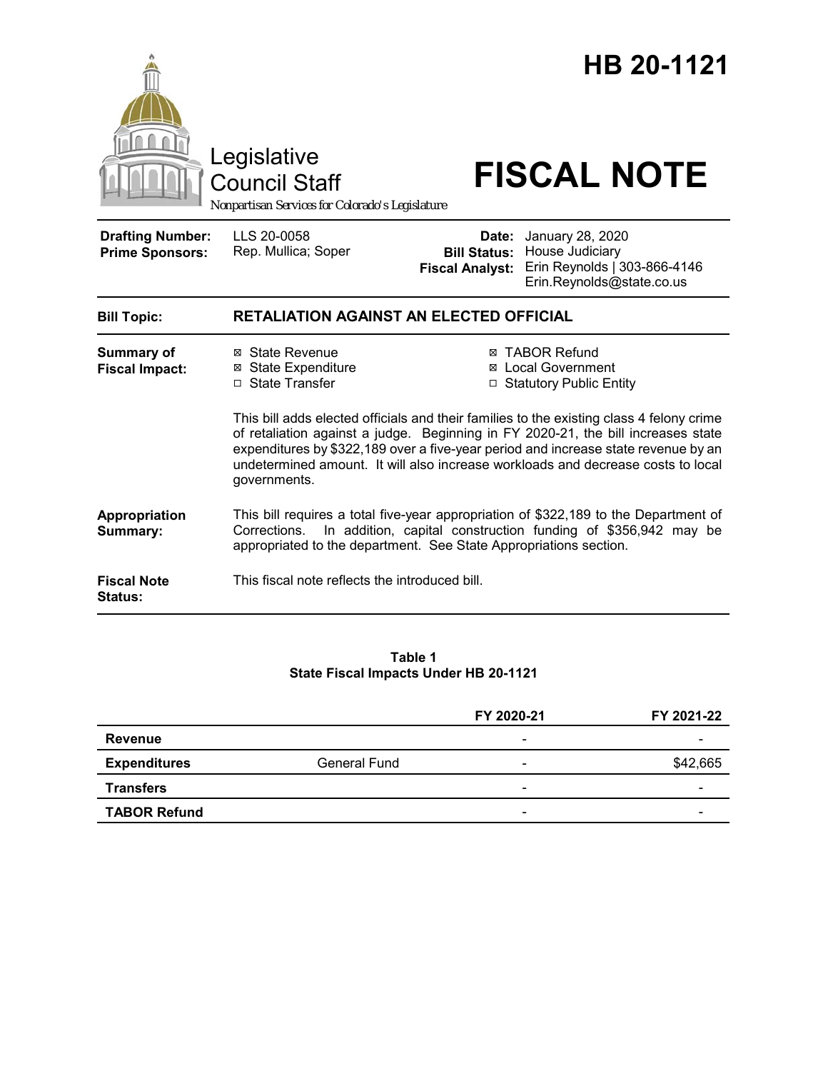# HB 20-1121

Legislative Council Staff

*Nonpartisan Services for Colorado's Legislature*

# FISCAL NOTE

| | | | |
|---|---|---|---|
| **Drafting Number:** | LLS 20-0058 | **Date:** | January 28, 2020 |
| **Prime Sponsors:** | Rep. Mullica; Soper | **Bill Status:** | House Judiciary |
| | | **Fiscal Analyst:** | Erin Reynolds \| 303-866-4146 Erin.Reynolds@state.co.us |

| | |
|---|---|
| **Bill Topic:** | **RETALIATION AGAINST AN ELECTED OFFICIAL** |
| **Summary of Fiscal Impact:** | ☒ State Revenue ☒ State Expenditure ☐ State Transfer ☒ TABOR Refund ☒ Local Government ☐ Statutory Public Entity<br><br>This bill adds elected officials and their families to the existing class 4 felony crime of retaliation against a judge. Beginning in FY 2020-21, the bill increases state expenditures by $322,189 over a five-year period and increase state revenue by an undetermined amount. It will also increase workloads and decrease costs to local governments. |
| **Appropriation Summary:** | This bill requires a total five-year appropriation of $322,189 to the Department of Corrections. In addition, capital construction funding of $356,942 may be appropriated to the department. See State Appropriations section. |
| **Fiscal Note Status:** | This fiscal note reflects the introduced bill. |

**Table 1**
**State Fiscal Impacts Under HB 20-1121**

| | | FY 2020-21 | FY 2021-22 |
|---|---|---|---|
| **Revenue** | | - | - |
| **Expenditures** | General Fund | - | $42,665 |
| **Transfers** | | - | - |
| **TABOR Refund** | | - | - |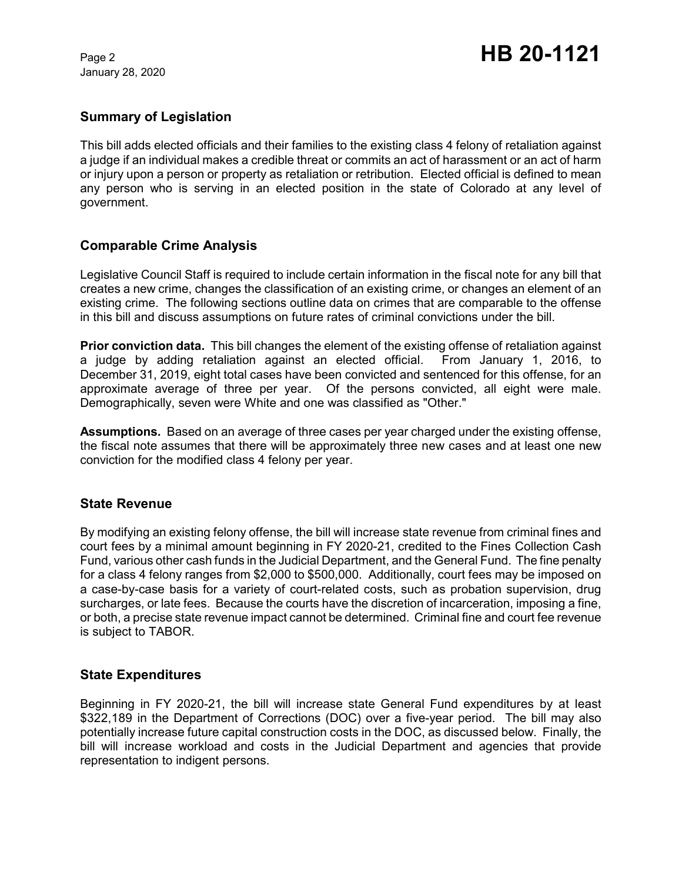## Summary of Legislation

This bill adds elected officials and their families to the existing class 4 felony of retaliation against a judge if an individual makes a credible threat or commits an act of harassment or an act of harm or injury upon a person or property as retaliation or retribution. Elected official is defined to mean any person who is serving in an elected position in the state of Colorado at any level of government.

## Comparable Crime Analysis

Legislative Council Staff is required to include certain information in the fiscal note for any bill that creates a new crime, changes the classification of an existing crime, or changes an element of an existing crime. The following sections outline data on crimes that are comparable to the offense in this bill and discuss assumptions on future rates of criminal convictions under the bill.

**Prior conviction data.** This bill changes the element of the existing offense of retaliation against a judge by adding retaliation against an elected official. From January 1, 2016, to December 31, 2019, eight total cases have been convicted and sentenced for this offense, for an approximate average of three per year. Of the persons convicted, all eight were male. Demographically, seven were White and one was classified as "Other."

**Assumptions.** Based on an average of three cases per year charged under the existing offense, the fiscal note assumes that there will be approximately three new cases and at least one new conviction for the modified class 4 felony per year.

## State Revenue

By modifying an existing felony offense, the bill will increase state revenue from criminal fines and court fees by a minimal amount beginning in FY 2020-21, credited to the Fines Collection Cash Fund, various other cash funds in the Judicial Department, and the General Fund. The fine penalty for a class 4 felony ranges from $2,000 to $500,000. Additionally, court fees may be imposed on a case-by-case basis for a variety of court-related costs, such as probation supervision, drug surcharges, or late fees. Because the courts have the discretion of incarceration, imposing a fine, or both, a precise state revenue impact cannot be determined. Criminal fine and court fee revenue is subject to TABOR.

## State Expenditures

Beginning in FY 2020-21, the bill will increase state General Fund expenditures by at least $322,189 in the Department of Corrections (DOC) over a five-year period. The bill may also potentially increase future capital construction costs in the DOC, as discussed below. Finally, the bill will increase workload and costs in the Judicial Department and agencies that provide representation to indigent persons.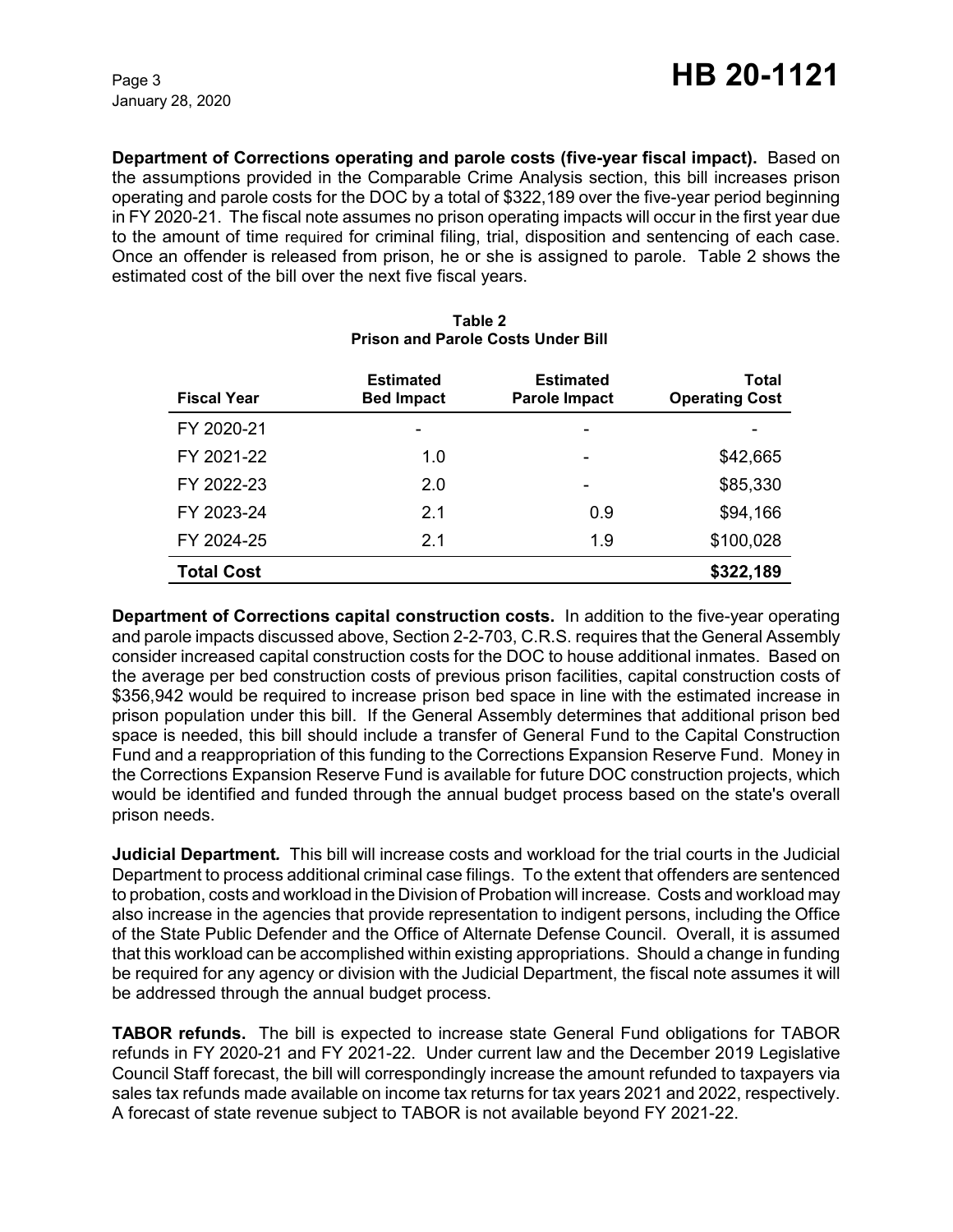**Department of Corrections operating and parole costs (five-year fiscal impact).** Based on the assumptions provided in the Comparable Crime Analysis section, this bill increases prison operating and parole costs for the DOC by a total of $322,189 over the five-year period beginning in FY 2020-21. The fiscal note assumes no prison operating impacts will occur in the first year due to the amount of time required for criminal filing, trial, disposition and sentencing of each case. Once an offender is released from prison, he or she is assigned to parole. Table 2 shows the estimated cost of the bill over the next five fiscal years.

**Table 2**
**Prison and Parole Costs Under Bill**

| Fiscal Year | Estimated Bed Impact | Estimated Parole Impact | Total Operating Cost |
|---|---|---|---|
| FY 2020-21 | - | - | - |
| FY 2021-22 | 1.0 | - | $42,665 |
| FY 2022-23 | 2.0 | - | $85,330 |
| FY 2023-24 | 2.1 | 0.9 | $94,166 |
| FY 2024-25 | 2.1 | 1.9 | $100,028 |
| **Total Cost** | | | **$322,189** |

**Department of Corrections capital construction costs.** In addition to the five-year operating and parole impacts discussed above, Section 2-2-703, C.R.S. requires that the General Assembly consider increased capital construction costs for the DOC to house additional inmates. Based on the average per bed construction costs of previous prison facilities, capital construction costs of $356,942 would be required to increase prison bed space in line with the estimated increase in prison population under this bill. If the General Assembly determines that additional prison bed space is needed, this bill should include a transfer of General Fund to the Capital Construction Fund and a reappropriation of this funding to the Corrections Expansion Reserve Fund. Money in the Corrections Expansion Reserve Fund is available for future DOC construction projects, which would be identified and funded through the annual budget process based on the state's overall prison needs.

**Judicial Department*.*** This bill will increase costs and workload for the trial courts in the Judicial Department to process additional criminal case filings. To the extent that offenders are sentenced to probation, costs and workload in the Division of Probation will increase. Costs and workload may also increase in the agencies that provide representation to indigent persons, including the Office of the State Public Defender and the Office of Alternate Defense Council. Overall, it is assumed that this workload can be accomplished within existing appropriations. Should a change in funding be required for any agency or division with the Judicial Department, the fiscal note assumes it will be addressed through the annual budget process.

**TABOR refunds.** The bill is expected to increase state General Fund obligations for TABOR refunds in FY 2020-21 and FY 2021-22. Under current law and the December 2019 Legislative Council Staff forecast, the bill will correspondingly increase the amount refunded to taxpayers via sales tax refunds made available on income tax returns for tax years 2021 and 2022, respectively. A forecast of state revenue subject to TABOR is not available beyond FY 2021-22.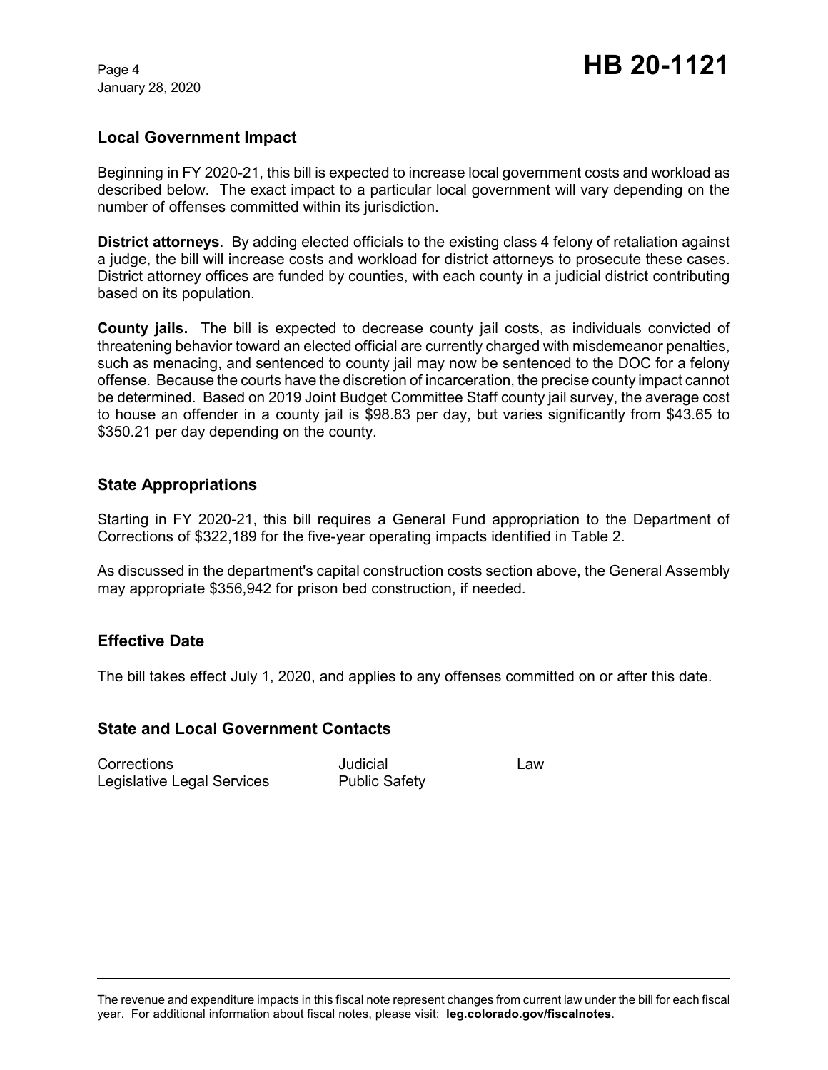## Local Government Impact

Beginning in FY 2020-21, this bill is expected to increase local government costs and workload as described below. The exact impact to a particular local government will vary depending on the number of offenses committed within its jurisdiction.

**District attorneys**. By adding elected officials to the existing class 4 felony of retaliation against a judge, the bill will increase costs and workload for district attorneys to prosecute these cases. District attorney offices are funded by counties, with each county in a judicial district contributing based on its population.

**County jails.** The bill is expected to decrease county jail costs, as individuals convicted of threatening behavior toward an elected official are currently charged with misdemeanor penalties, such as menacing, and sentenced to county jail may now be sentenced to the DOC for a felony offense. Because the courts have the discretion of incarceration, the precise county impact cannot be determined. Based on 2019 Joint Budget Committee Staff county jail survey, the average cost to house an offender in a county jail is $98.83 per day, but varies significantly from $43.65 to $350.21 per day depending on the county.

## State Appropriations

Starting in FY 2020-21, this bill requires a General Fund appropriation to the Department of Corrections of $322,189 for the five-year operating impacts identified in Table 2.

As discussed in the department's capital construction costs section above, the General Assembly may appropriate $356,942 for prison bed construction, if needed.

## Effective Date

The bill takes effect July 1, 2020, and applies to any offenses committed on or after this date.

## State and Local Government Contacts

| | | |
|---|---|---|
| Corrections | Judicial | Law |
| Legislative Legal Services | Public Safety | |

The revenue and expenditure impacts in this fiscal note represent changes from current law under the bill for each fiscal year. For additional information about fiscal notes, please visit: **leg.colorado.gov/fiscalnotes**.